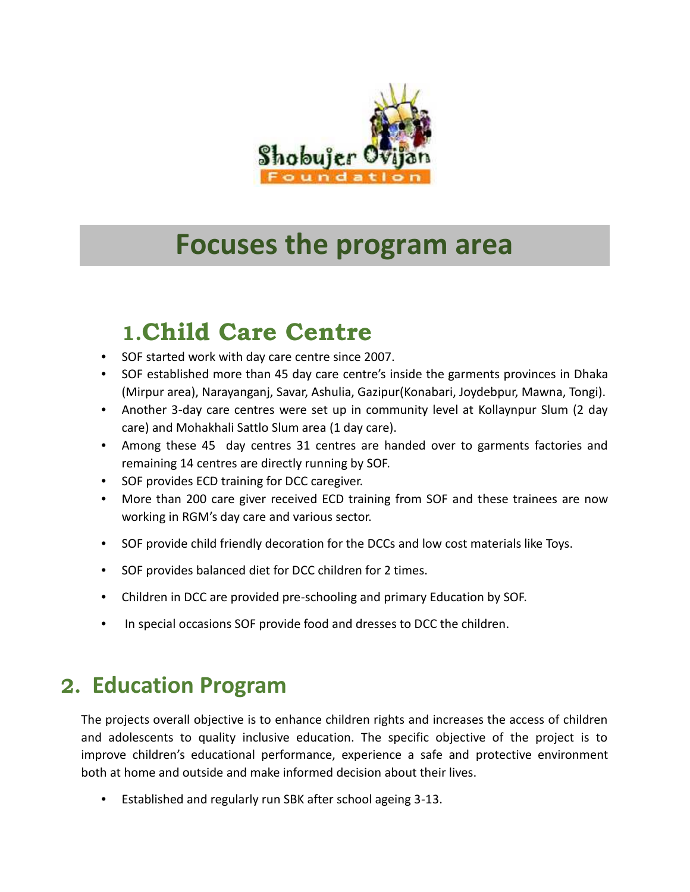Shobujer Ovijan Foundation

# Focuses the program area

## 1.Child Care Centre

- SOF started work with day care centre since 2007.
- SOF established more than 45 day care centre's inside the garments provinces in Dhaka (Mirpur area), Narayanganj, Savar, Ashulia, Gazipur(Konabari, Joydebpur, Mawna, Tongi).
- Another 3-day care centres were set up in community level at Kollaynpur Slum (2 day care) and Mohakhali Sattlo Slum area (1 day care).
- Among these 45 day centres 31 centres are handed over to garments factories and remaining 14 centres are directly running by SOF.
- SOF provides ECD training for DCC caregiver.
- More than 200 care giver received ECD training from SOF and these trainees are now working in RGM's day care and various sector.
- SOF provide child friendly decoration for the DCCs and low cost materials like Toys.
- SOF provides balanced diet for DCC children for 2 times.
- Children in DCC are provided pre-schooling and primary Education by SOF.
- In special occasions SOF provide food and dresses to DCC the children.

## 2. Education Program

The projects overall objective is to enhance children rights and increases the access of children and adolescents to quality inclusive education. The specific objective of the project is to improve children's educational performance, experience a safe and protective environment both at home and outside and make informed decision about their lives.

- Established and regularly run SBK after school ageing 3-13.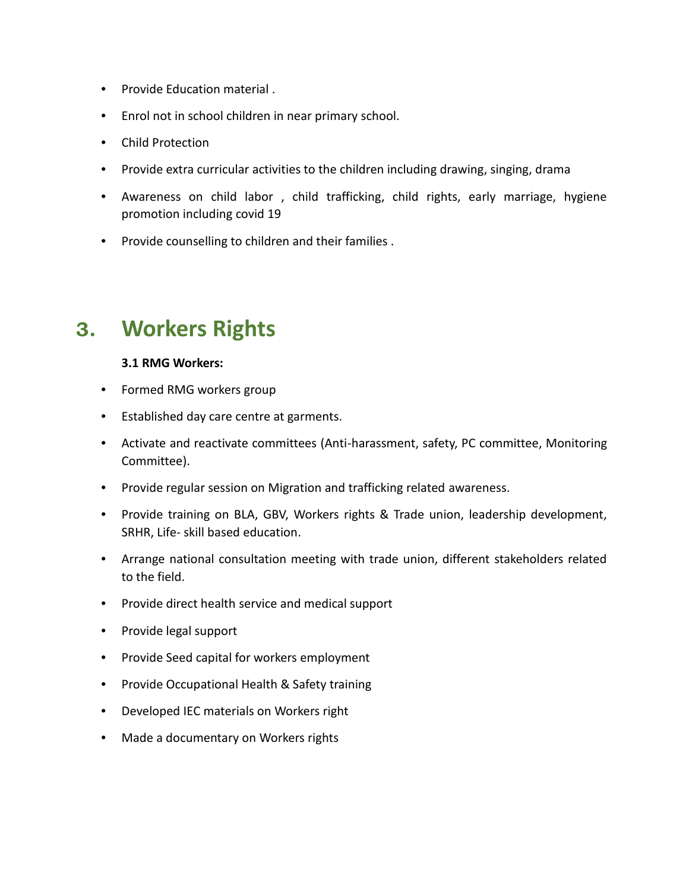- Provide Education material .
- Enrol not in school children in near primary school.
- Child Protection
- Provide extra curricular activities to the children including drawing, singing, drama
- Awareness on child labor , child trafficking, child rights, early marriage, hygiene promotion including covid 19
- Provide counselling to children and their families .

# 3. Workers Rights

**3.1 RMG Workers:**

- Formed RMG workers group
- Established day care centre at garments.
- Activate and reactivate committees (Anti-harassment, safety, PC committee, Monitoring Committee).
- Provide regular session on Migration and trafficking related awareness.
- Provide training on BLA, GBV, Workers rights & Trade union, leadership development, SRHR, Life- skill based education.
- Arrange national consultation meeting with trade union, different stakeholders related to the field.
- Provide direct health service and medical support
- Provide legal support
- Provide Seed capital for workers employment
- Provide Occupational Health & Safety training
- Developed IEC materials on Workers right
- Made a documentary on Workers rights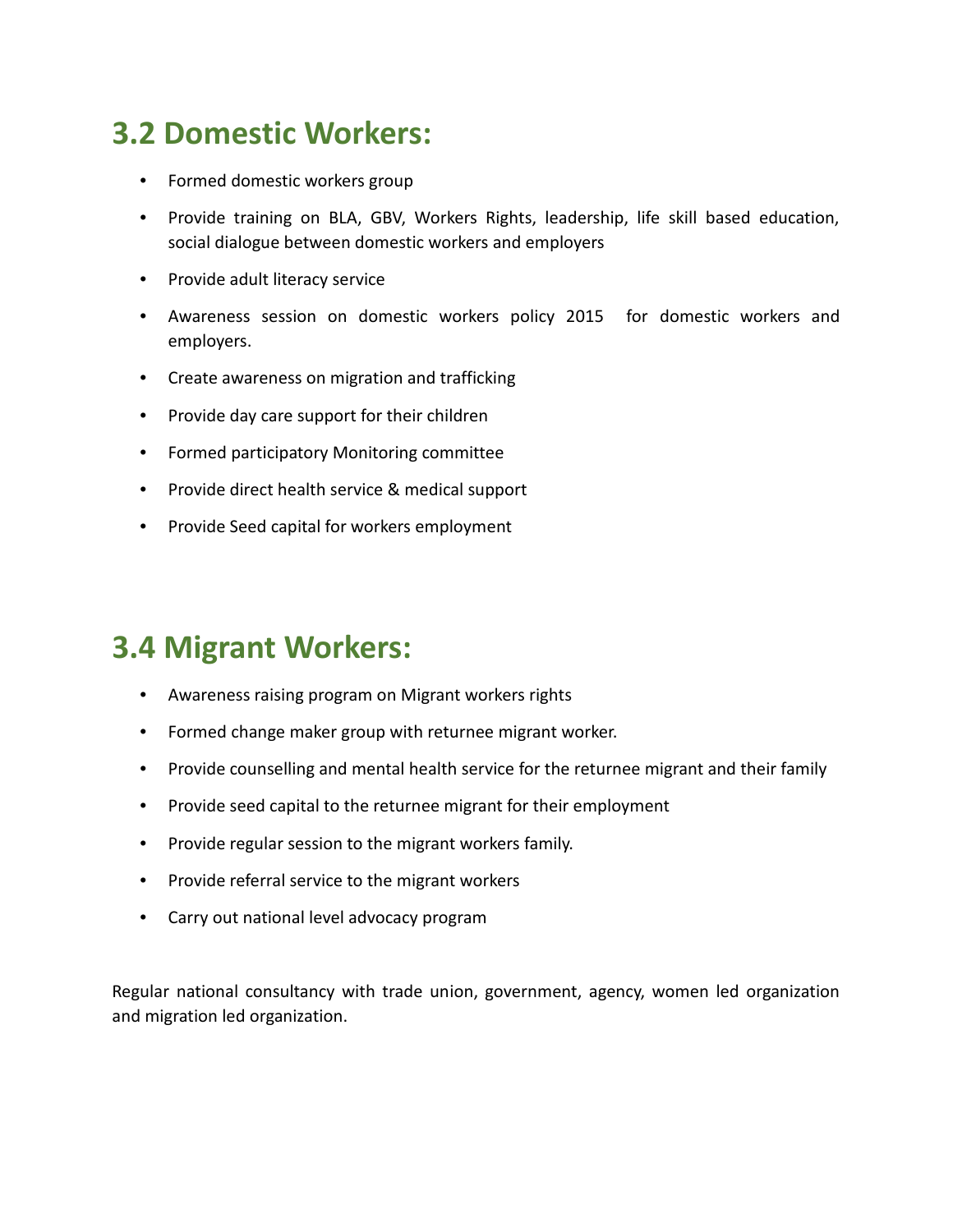## 3.2 Domestic Workers:

- Formed domestic workers group
- Provide training on BLA, GBV, Workers Rights, leadership, life skill based education, social dialogue between domestic workers and employers
- Provide adult literacy service
- Awareness session on domestic workers policy 2015 for domestic workers and employers.
- Create awareness on migration and trafficking
- Provide day care support for their children
- Formed participatory Monitoring committee
- Provide direct health service & medical support
- Provide Seed capital for workers employment

## 3.4 Migrant Workers:

- Awareness raising program on Migrant workers rights
- Formed change maker group with returnee migrant worker.
- Provide counselling and mental health service for the returnee migrant and their family
- Provide seed capital to the returnee migrant for their employment
- Provide regular session to the migrant workers family.
- Provide referral service to the migrant workers
- Carry out national level advocacy program

Regular national consultancy with trade union, government, agency, women led organization and migration led organization.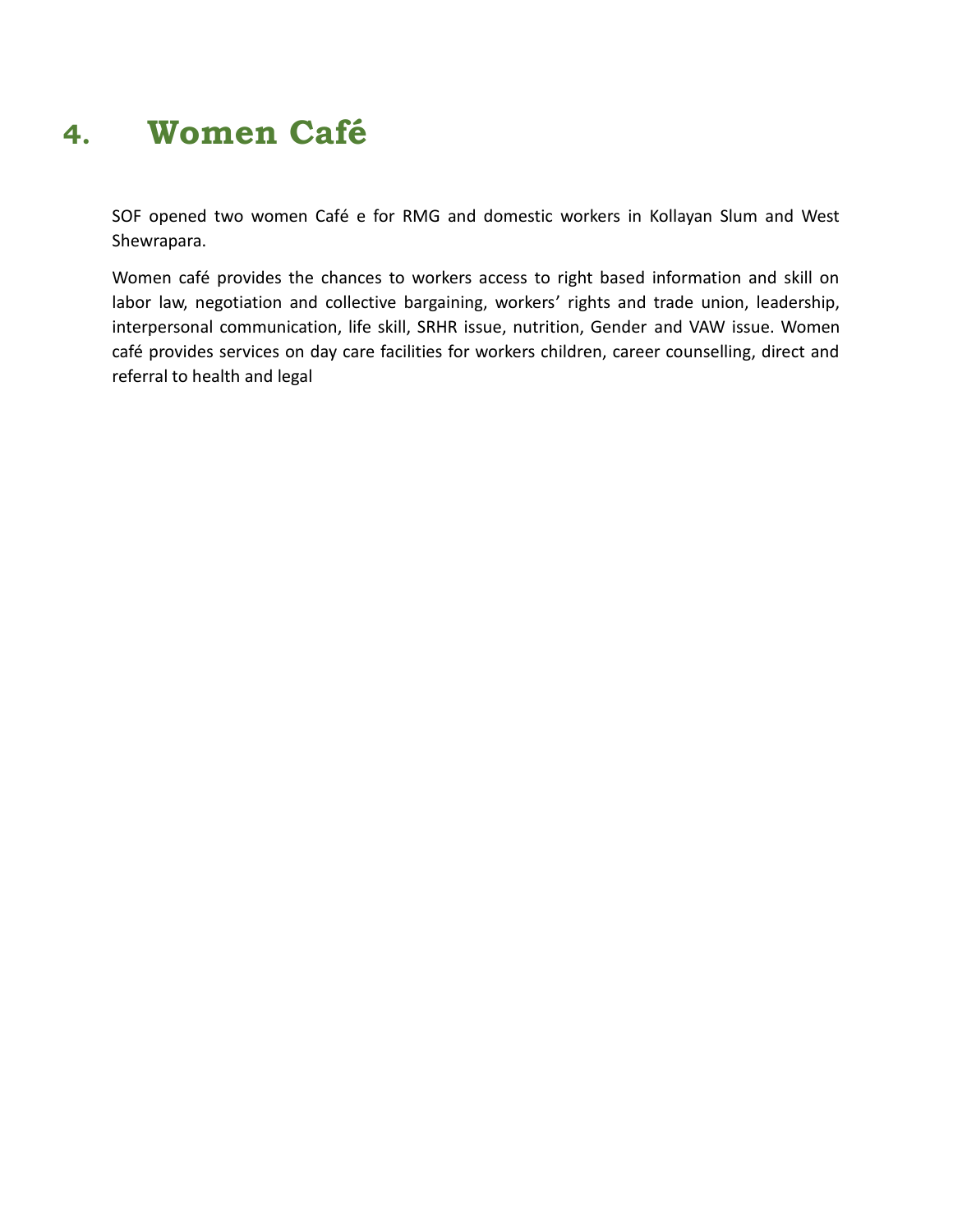# 4. Women Café

SOF opened two women Café e for RMG and domestic workers in Kollayan Slum and West Shewrapara.

Women café provides the chances to workers access to right based information and skill on labor law, negotiation and collective bargaining, workers' rights and trade union, leadership, interpersonal communication, life skill, SRHR issue, nutrition, Gender and VAW issue. Women café provides services on day care facilities for workers children, career counselling, direct and referral to health and legal